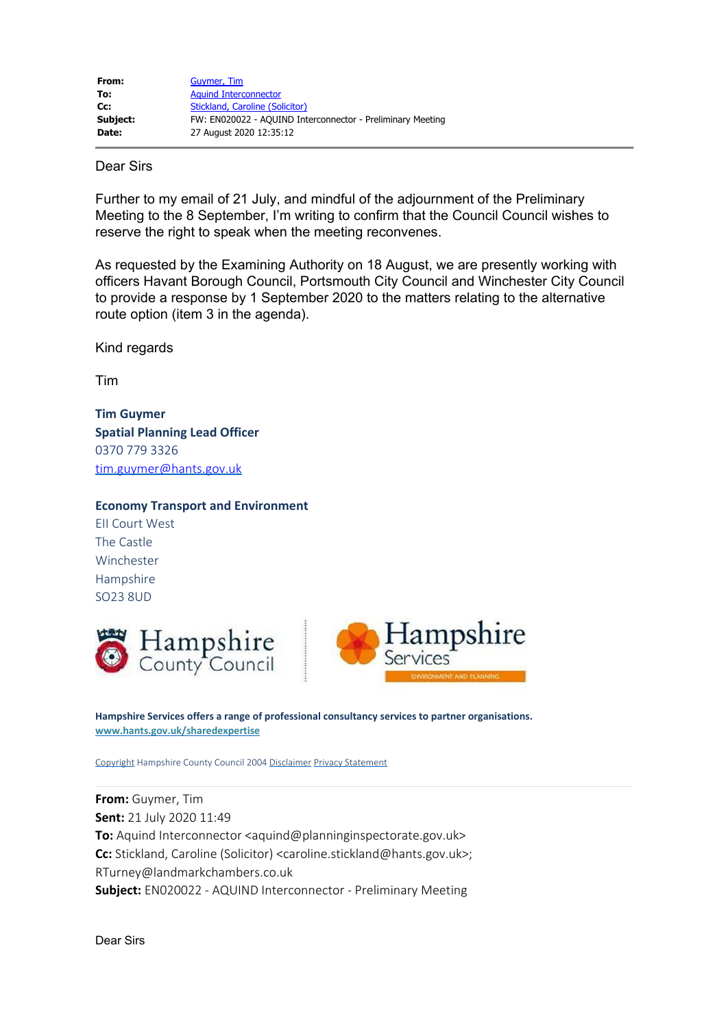| | |
|---|---|
| **From:** | Guymer, Tim |
| **To:** | Aquind Interconnector |
| **Cc:** | Stickland, Caroline (Solicitor) |
| **Subject:** | FW: EN020022 - AQUIND Interconnector - Preliminary Meeting |
| **Date:** | 27 August 2020 12:35:12 |

Dear Sirs

Further to my email of 21 July, and mindful of the adjournment of the Preliminary Meeting to the 8 September, I'm writing to confirm that the Council Council wishes to reserve the right to speak when the meeting reconvenes.

As requested by the Examining Authority on 18 August, we are presently working with officers Havant Borough Council, Portsmouth City Council and Winchester City Council to provide a response by 1 September 2020 to the matters relating to the alternative route option (item 3 in the agenda).

Kind regards

Tim

**Tim Guymer**
**Spatial Planning Lead Officer**
0370 779 3326
tim.guymer@hants.gov.uk

**Economy Transport and Environment**
EII Court West
The Castle
Winchester
Hampshire
SO23 8UD

Hampshire County Council | Hampshire Services ENVIRONMENT AND PLANNING

**Hampshire Services offers a range of professional consultancy services to partner organisations.**
www.hants.gov.uk/sharedexpertise

Copyright Hampshire County Council 2004 Disclaimer Privacy Statement

---

**From:** Guymer, Tim
**Sent:** 21 July 2020 11:49
**To:** Aquind Interconnector <aquind@planninginspectorate.gov.uk>
**Cc:** Stickland, Caroline (Solicitor) <caroline.stickland@hants.gov.uk>; RTurney@landmarkchambers.co.uk
**Subject:** EN020022 - AQUIND Interconnector - Preliminary Meeting

Dear Sirs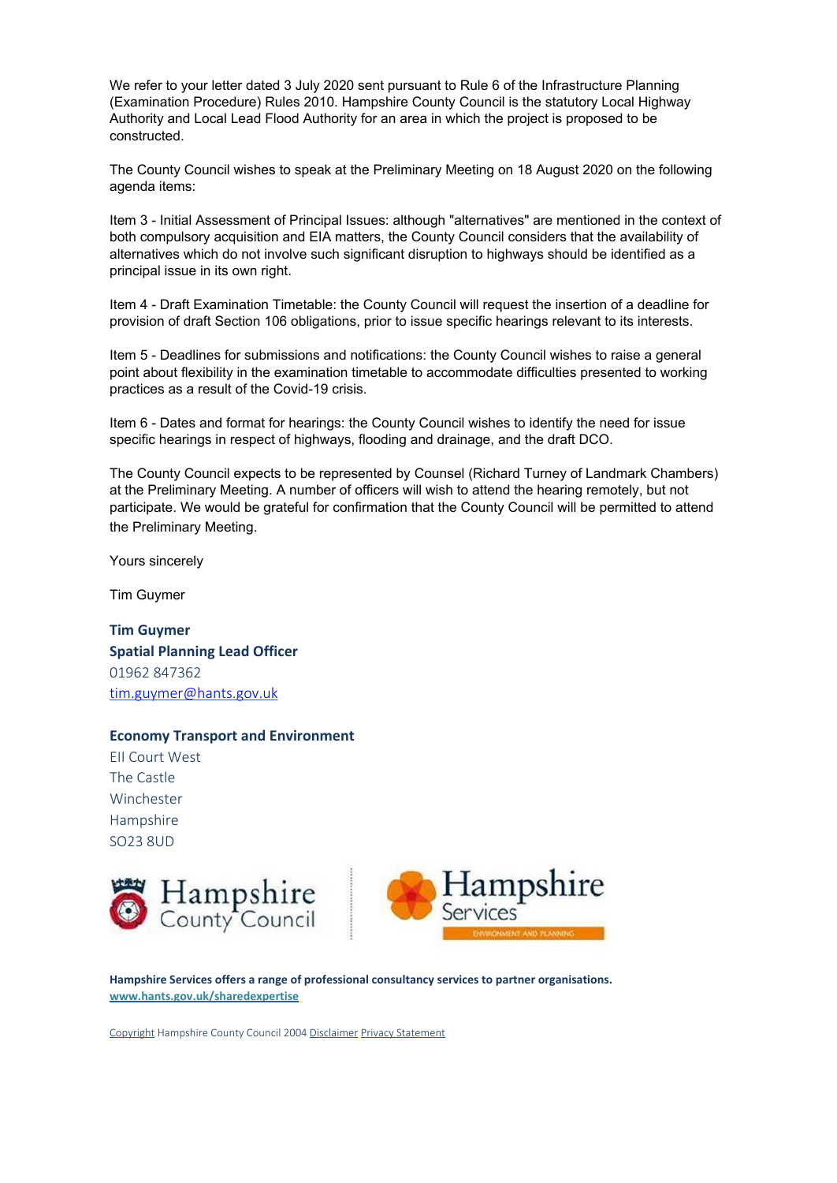We refer to your letter dated 3 July 2020 sent pursuant to Rule 6 of the Infrastructure Planning (Examination Procedure) Rules 2010. Hampshire County Council is the statutory Local Highway Authority and Local Lead Flood Authority for an area in which the project is proposed to be constructed.

The County Council wishes to speak at the Preliminary Meeting on 18 August 2020 on the following agenda items:

Item 3 - Initial Assessment of Principal Issues: although "alternatives" are mentioned in the context of both compulsory acquisition and EIA matters, the County Council considers that the availability of alternatives which do not involve such significant disruption to highways should be identified as a principal issue in its own right.

Item 4 - Draft Examination Timetable: the County Council will request the insertion of a deadline for provision of draft Section 106 obligations, prior to issue specific hearings relevant to its interests.

Item 5 - Deadlines for submissions and notifications: the County Council wishes to raise a general point about flexibility in the examination timetable to accommodate difficulties presented to working practices as a result of the Covid-19 crisis.

Item 6 - Dates and format for hearings: the County Council wishes to identify the need for issue specific hearings in respect of highways, flooding and drainage, and the draft DCO.

The County Council expects to be represented by Counsel (Richard Turney of Landmark Chambers) at the Preliminary Meeting. A number of officers will wish to attend the hearing remotely, but not participate. We would be grateful for confirmation that the County Council will be permitted to attend the Preliminary Meeting.

Yours sincerely

Tim Guymer

**Tim Guymer**
**Spatial Planning Lead Officer**
01962 847362
tim.guymer@hants.gov.uk

**Economy Transport and Environment**
EII Court West
The Castle
Winchester
Hampshire
SO23 8UD

Hampshire County Council

Hampshire Services
ENVIRONMENT AND PLANNING

**Hampshire Services offers a range of professional consultancy services to partner organisations.**
**www.hants.gov.uk/sharedexpertise**

Copyright Hampshire County Council 2004 Disclaimer Privacy Statement